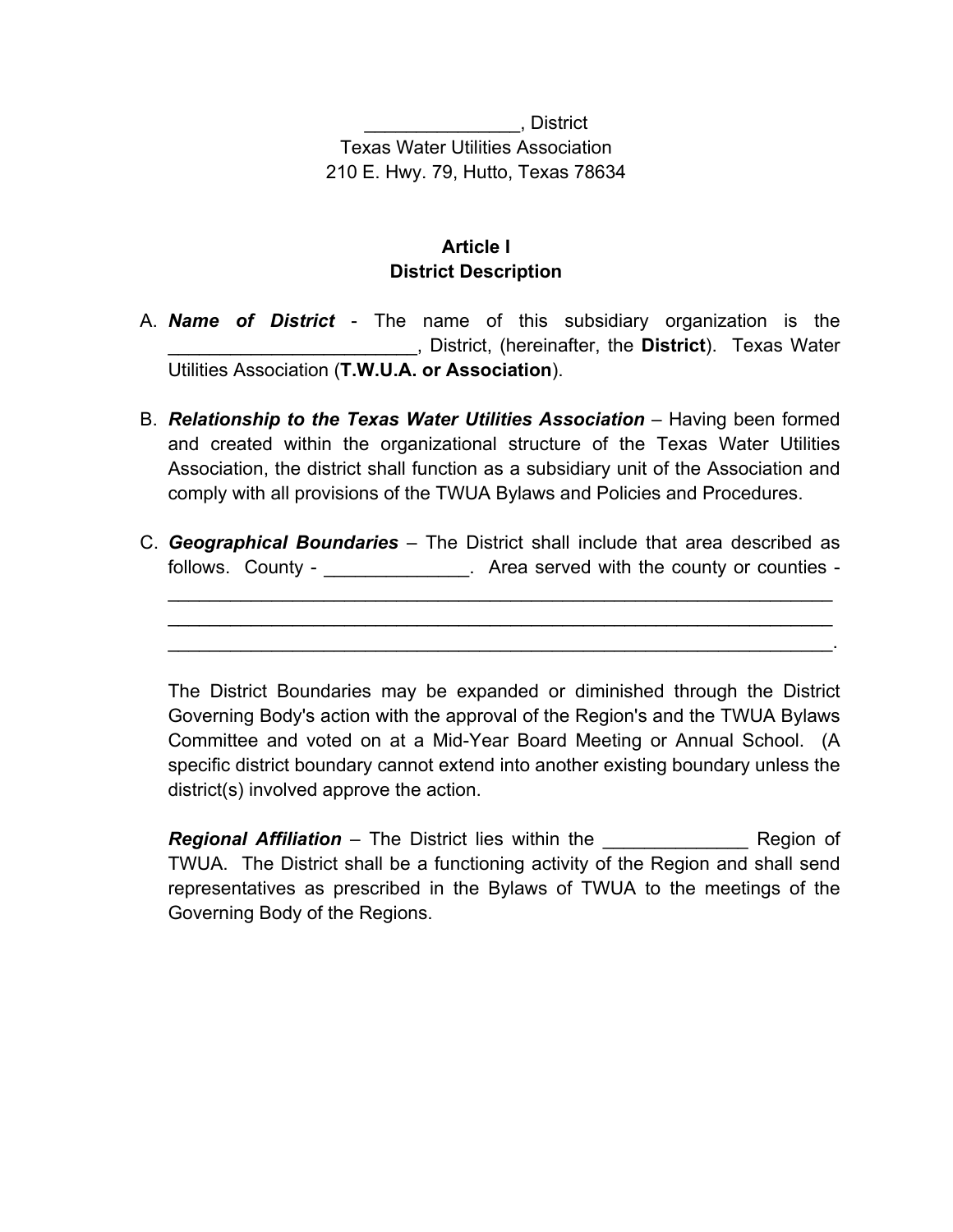_______________, District
Texas Water Utilities Association
210 E. Hwy. 79, Hutto, Texas 78634

## Article I
## District Description

A. ***Name of District*** - The name of this subsidiary organization is the ________________________, District, (hereinafter, the **District**). Texas Water Utilities Association (**T.W.U.A. or Association**).

B. ***Relationship to the Texas Water Utilities Association*** – Having been formed and created within the organizational structure of the Texas Water Utilities Association, the district shall function as a subsidiary unit of the Association and comply with all provisions of the TWUA Bylaws and Policies and Procedures.

C. ***Geographical Boundaries*** – The District shall include that area described as follows. County - ______________. Area served with the county or counties - _________________________________________________________________
_________________________________________________________________
_________________________________________________________________.

   The District Boundaries may be expanded or diminished through the District Governing Body's action with the approval of the Region's and the TWUA Bylaws Committee and voted on at a Mid-Year Board Meeting or Annual School. (A specific district boundary cannot extend into another existing boundary unless the district(s) involved approve the action.

   ***Regional Affiliation*** – The District lies within the ______________ Region of TWUA. The District shall be a functioning activity of the Region and shall send representatives as prescribed in the Bylaws of TWUA to the meetings of the Governing Body of the Regions.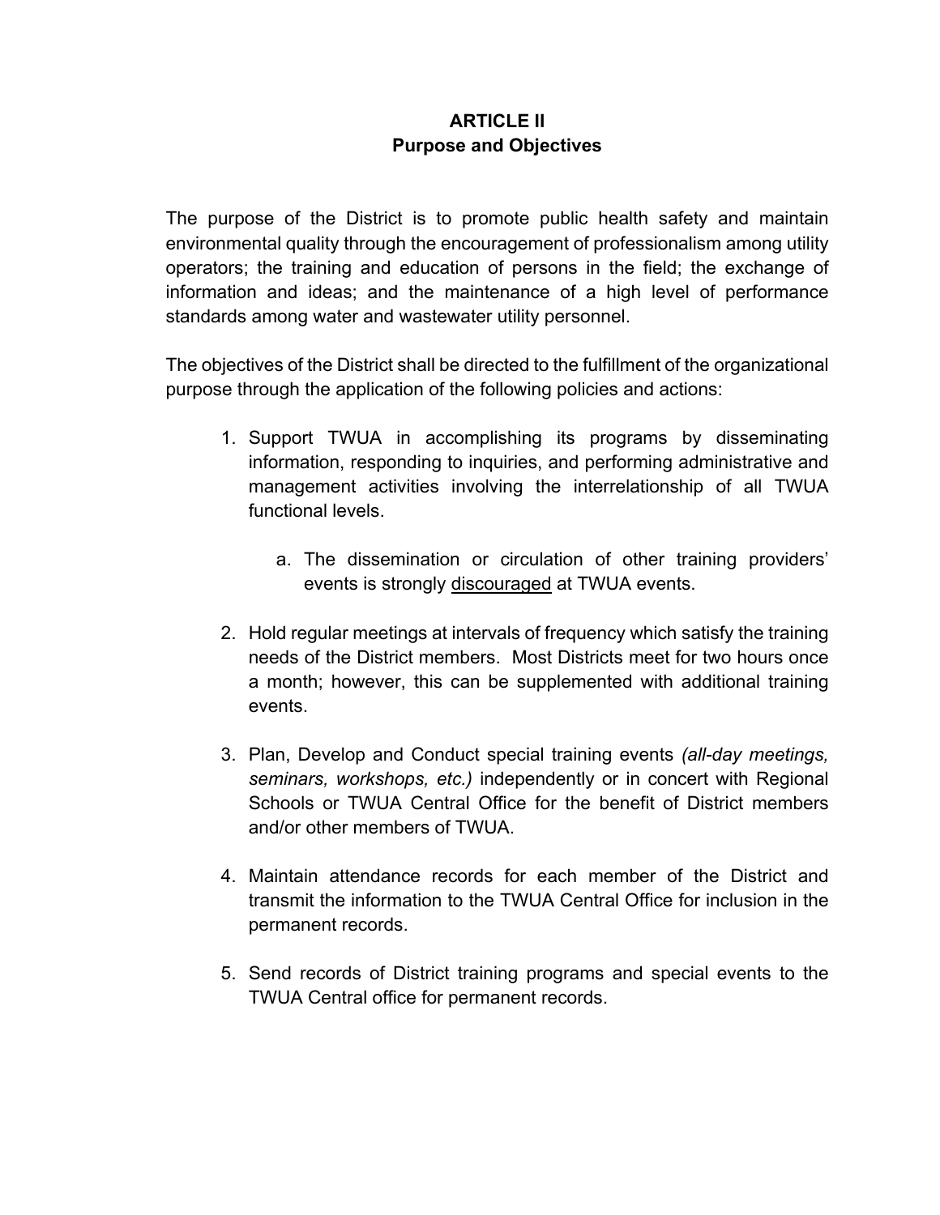# ARTICLE II
## Purpose and Objectives

The purpose of the District is to promote public health safety and maintain environmental quality through the encouragement of professionalism among utility operators; the training and education of persons in the field; the exchange of information and ideas; and the maintenance of a high level of performance standards among water and wastewater utility personnel.

The objectives of the District shall be directed to the fulfillment of the organizational purpose through the application of the following policies and actions:

1. Support TWUA in accomplishing its programs by disseminating information, responding to inquiries, and performing administrative and management activities involving the interrelationship of all TWUA functional levels.

    a. The dissemination or circulation of other training providers' events is strongly <u>discouraged</u> at TWUA events.

2. Hold regular meetings at intervals of frequency which satisfy the training needs of the District members. Most Districts meet for two hours once a month; however, this can be supplemented with additional training events.

3. Plan, Develop and Conduct special training events *(all-day meetings, seminars, workshops, etc.)* independently or in concert with Regional Schools or TWUA Central Office for the benefit of District members and/or other members of TWUA.

4. Maintain attendance records for each member of the District and transmit the information to the TWUA Central Office for inclusion in the permanent records.

5. Send records of District training programs and special events to the TWUA Central office for permanent records.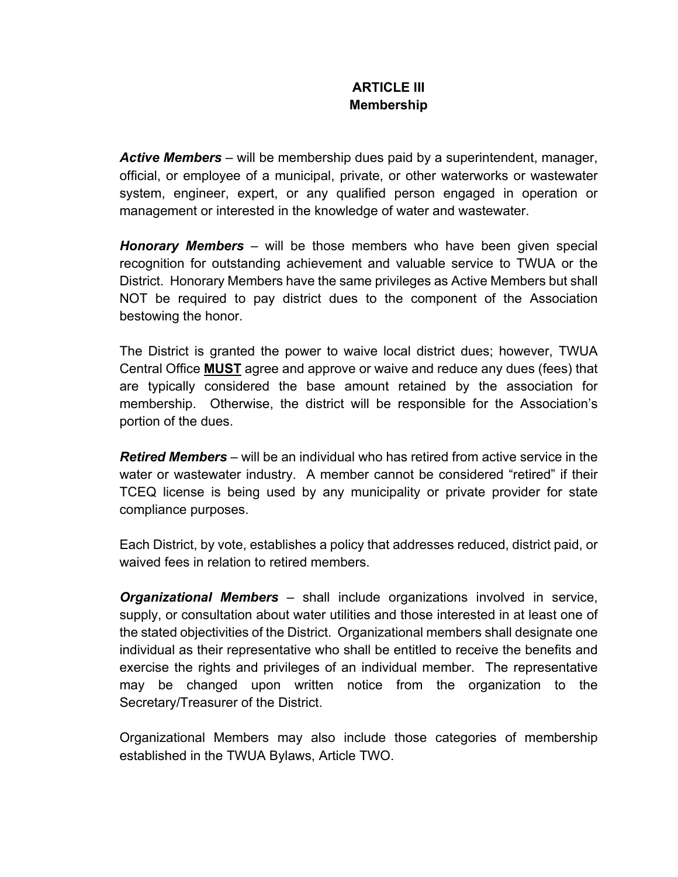## ARTICLE III
## Membership

***Active Members*** – will be membership dues paid by a superintendent, manager, official, or employee of a municipal, private, or other waterworks or wastewater system, engineer, expert, or any qualified person engaged in operation or management or interested in the knowledge of water and wastewater.

***Honorary Members*** – will be those members who have been given special recognition for outstanding achievement and valuable service to TWUA or the District. Honorary Members have the same privileges as Active Members but shall NOT be required to pay district dues to the component of the Association bestowing the honor.

The District is granted the power to waive local district dues; however, TWUA Central Office <u>**MUST**</u> agree and approve or waive and reduce any dues (fees) that are typically considered the base amount retained by the association for membership. Otherwise, the district will be responsible for the Association's portion of the dues.

***Retired Members*** – will be an individual who has retired from active service in the water or wastewater industry. A member cannot be considered "retired" if their TCEQ license is being used by any municipality or private provider for state compliance purposes.

Each District, by vote, establishes a policy that addresses reduced, district paid, or waived fees in relation to retired members.

***Organizational Members*** – shall include organizations involved in service, supply, or consultation about water utilities and those interested in at least one of the stated objectivities of the District. Organizational members shall designate one individual as their representative who shall be entitled to receive the benefits and exercise the rights and privileges of an individual member. The representative may be changed upon written notice from the organization to the Secretary/Treasurer of the District.

Organizational Members may also include those categories of membership established in the TWUA Bylaws, Article TWO.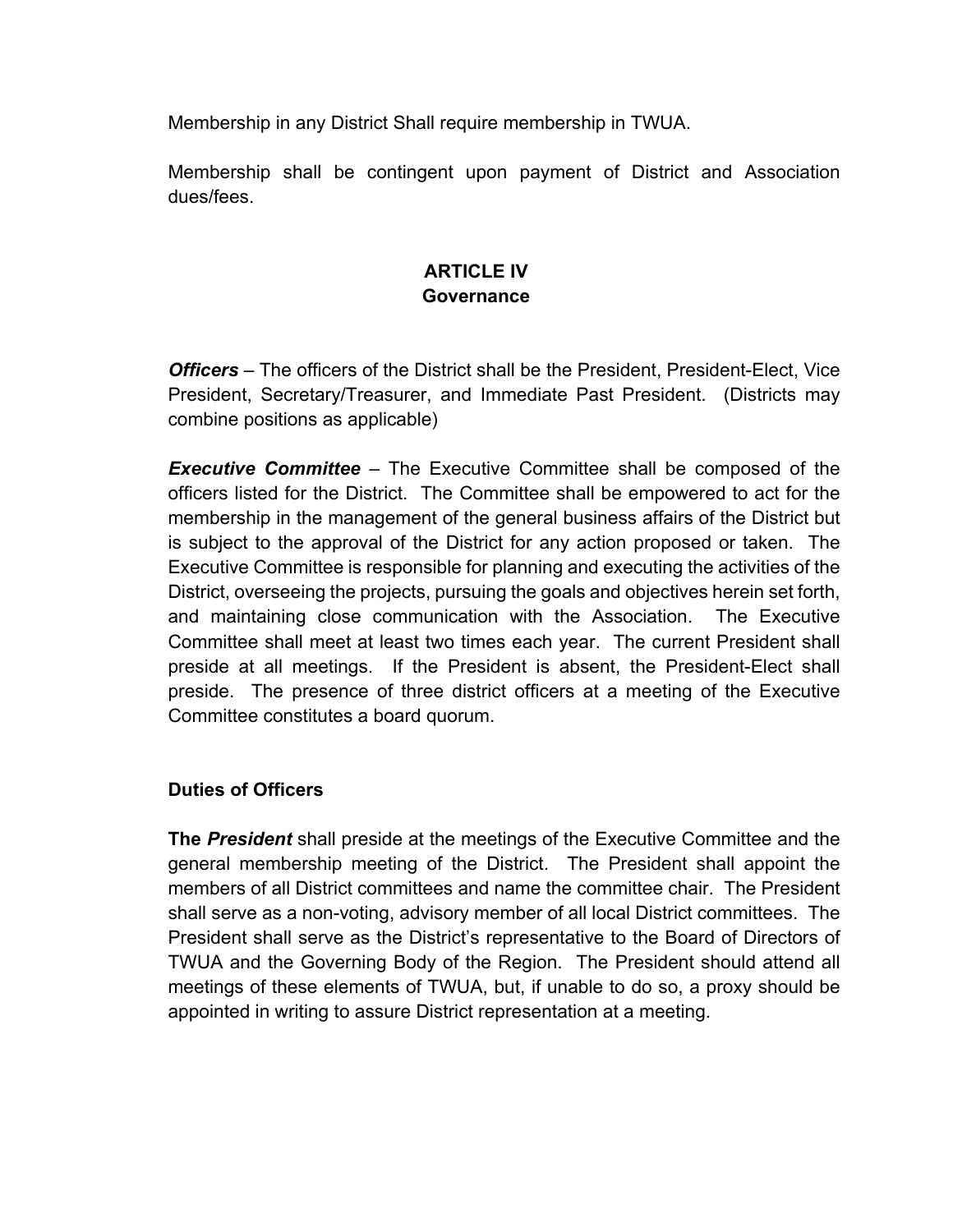Membership in any District Shall require membership in TWUA.

Membership shall be contingent upon payment of District and Association dues/fees.

## ARTICLE IV
## Governance

***Officers*** – The officers of the District shall be the President, President-Elect, Vice President, Secretary/Treasurer, and Immediate Past President. (Districts may combine positions as applicable)

***Executive Committee*** – The Executive Committee shall be composed of the officers listed for the District. The Committee shall be empowered to act for the membership in the management of the general business affairs of the District but is subject to the approval of the District for any action proposed or taken. The Executive Committee is responsible for planning and executing the activities of the District, overseeing the projects, pursuing the goals and objectives herein set forth, and maintaining close communication with the Association. The Executive Committee shall meet at least two times each year. The current President shall preside at all meetings. If the President is absent, the President-Elect shall preside. The presence of three district officers at a meeting of the Executive Committee constitutes a board quorum.

### Duties of Officers

**The *President*** shall preside at the meetings of the Executive Committee and the general membership meeting of the District. The President shall appoint the members of all District committees and name the committee chair. The President shall serve as a non-voting, advisory member of all local District committees. The President shall serve as the District's representative to the Board of Directors of TWUA and the Governing Body of the Region. The President should attend all meetings of these elements of TWUA, but, if unable to do so, a proxy should be appointed in writing to assure District representation at a meeting.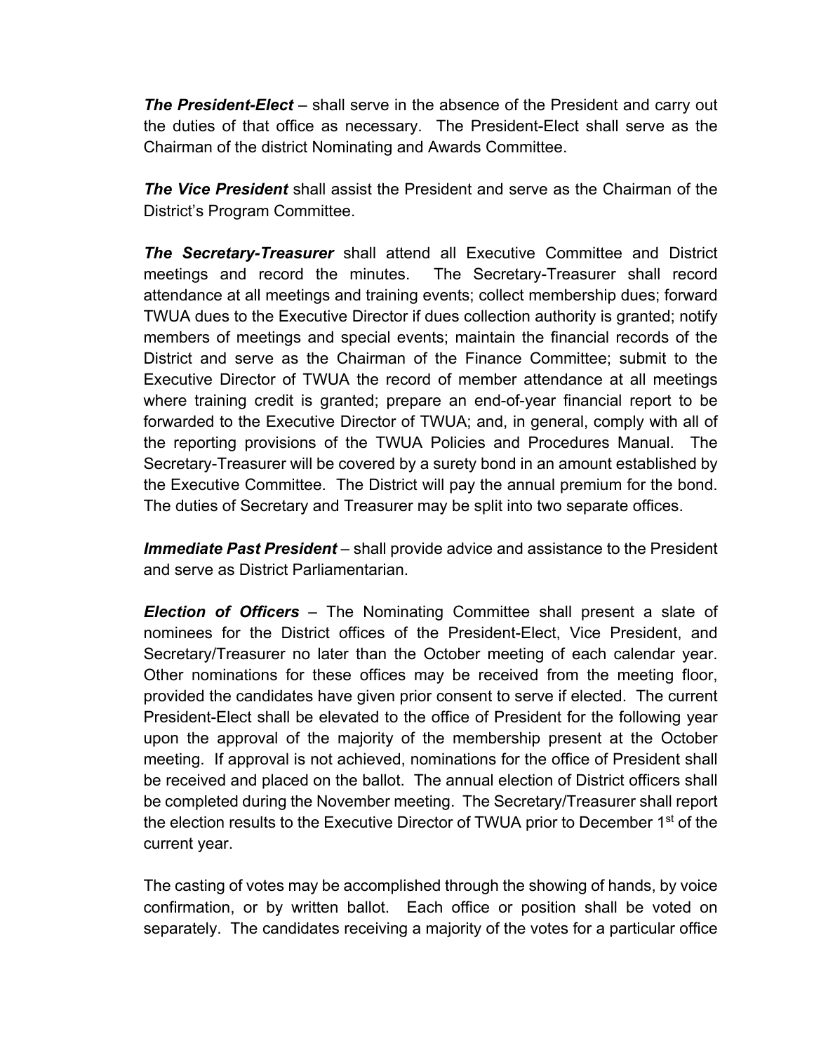***The President-Elect*** – shall serve in the absence of the President and carry out the duties of that office as necessary. The President-Elect shall serve as the Chairman of the district Nominating and Awards Committee.

***The Vice President*** shall assist the President and serve as the Chairman of the District's Program Committee.

***The Secretary-Treasurer*** shall attend all Executive Committee and District meetings and record the minutes. The Secretary-Treasurer shall record attendance at all meetings and training events; collect membership dues; forward TWUA dues to the Executive Director if dues collection authority is granted; notify members of meetings and special events; maintain the financial records of the District and serve as the Chairman of the Finance Committee; submit to the Executive Director of TWUA the record of member attendance at all meetings where training credit is granted; prepare an end-of-year financial report to be forwarded to the Executive Director of TWUA; and, in general, comply with all of the reporting provisions of the TWUA Policies and Procedures Manual. The Secretary-Treasurer will be covered by a surety bond in an amount established by the Executive Committee. The District will pay the annual premium for the bond. The duties of Secretary and Treasurer may be split into two separate offices.

***Immediate Past President*** – shall provide advice and assistance to the President and serve as District Parliamentarian.

***Election of Officers*** – The Nominating Committee shall present a slate of nominees for the District offices of the President-Elect, Vice President, and Secretary/Treasurer no later than the October meeting of each calendar year. Other nominations for these offices may be received from the meeting floor, provided the candidates have given prior consent to serve if elected. The current President-Elect shall be elevated to the office of President for the following year upon the approval of the majority of the membership present at the October meeting. If approval is not achieved, nominations for the office of President shall be received and placed on the ballot. The annual election of District officers shall be completed during the November meeting. The Secretary/Treasurer shall report the election results to the Executive Director of TWUA prior to December 1st of the current year.

The casting of votes may be accomplished through the showing of hands, by voice confirmation, or by written ballot. Each office or position shall be voted on separately. The candidates receiving a majority of the votes for a particular office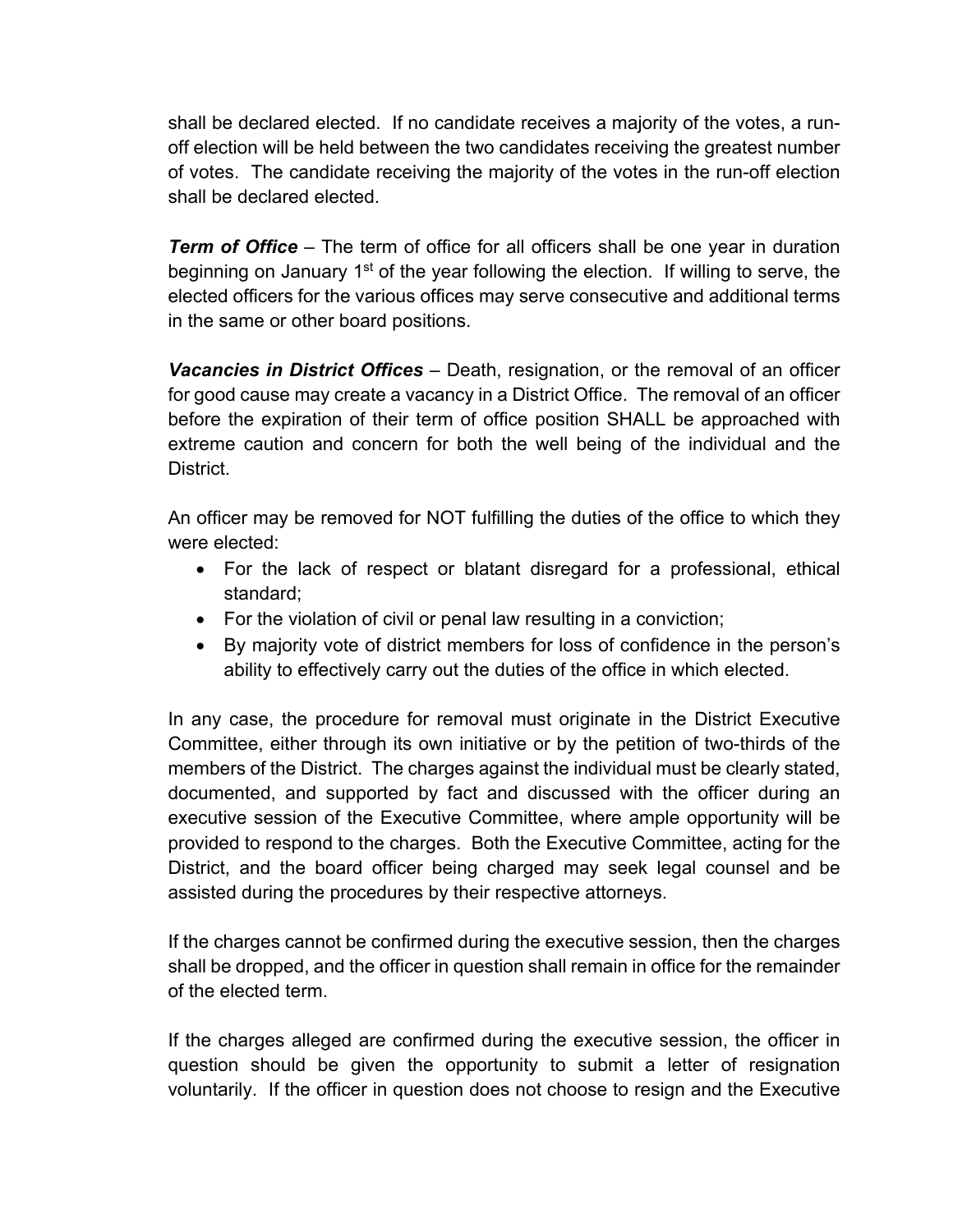shall be declared elected. If no candidate receives a majority of the votes, a run-off election will be held between the two candidates receiving the greatest number of votes. The candidate receiving the majority of the votes in the run-off election shall be declared elected.

***Term of Office*** – The term of office for all officers shall be one year in duration beginning on January 1st of the year following the election. If willing to serve, the elected officers for the various offices may serve consecutive and additional terms in the same or other board positions.

***Vacancies in District Offices*** – Death, resignation, or the removal of an officer for good cause may create a vacancy in a District Office. The removal of an officer before the expiration of their term of office position SHALL be approached with extreme caution and concern for both the well being of the individual and the District.

An officer may be removed for NOT fulfilling the duties of the office to which they were elected:

- For the lack of respect or blatant disregard for a professional, ethical standard;
- For the violation of civil or penal law resulting in a conviction;
- By majority vote of district members for loss of confidence in the person's ability to effectively carry out the duties of the office in which elected.

In any case, the procedure for removal must originate in the District Executive Committee, either through its own initiative or by the petition of two-thirds of the members of the District. The charges against the individual must be clearly stated, documented, and supported by fact and discussed with the officer during an executive session of the Executive Committee, where ample opportunity will be provided to respond to the charges. Both the Executive Committee, acting for the District, and the board officer being charged may seek legal counsel and be assisted during the procedures by their respective attorneys.

If the charges cannot be confirmed during the executive session, then the charges shall be dropped, and the officer in question shall remain in office for the remainder of the elected term.

If the charges alleged are confirmed during the executive session, the officer in question should be given the opportunity to submit a letter of resignation voluntarily. If the officer in question does not choose to resign and the Executive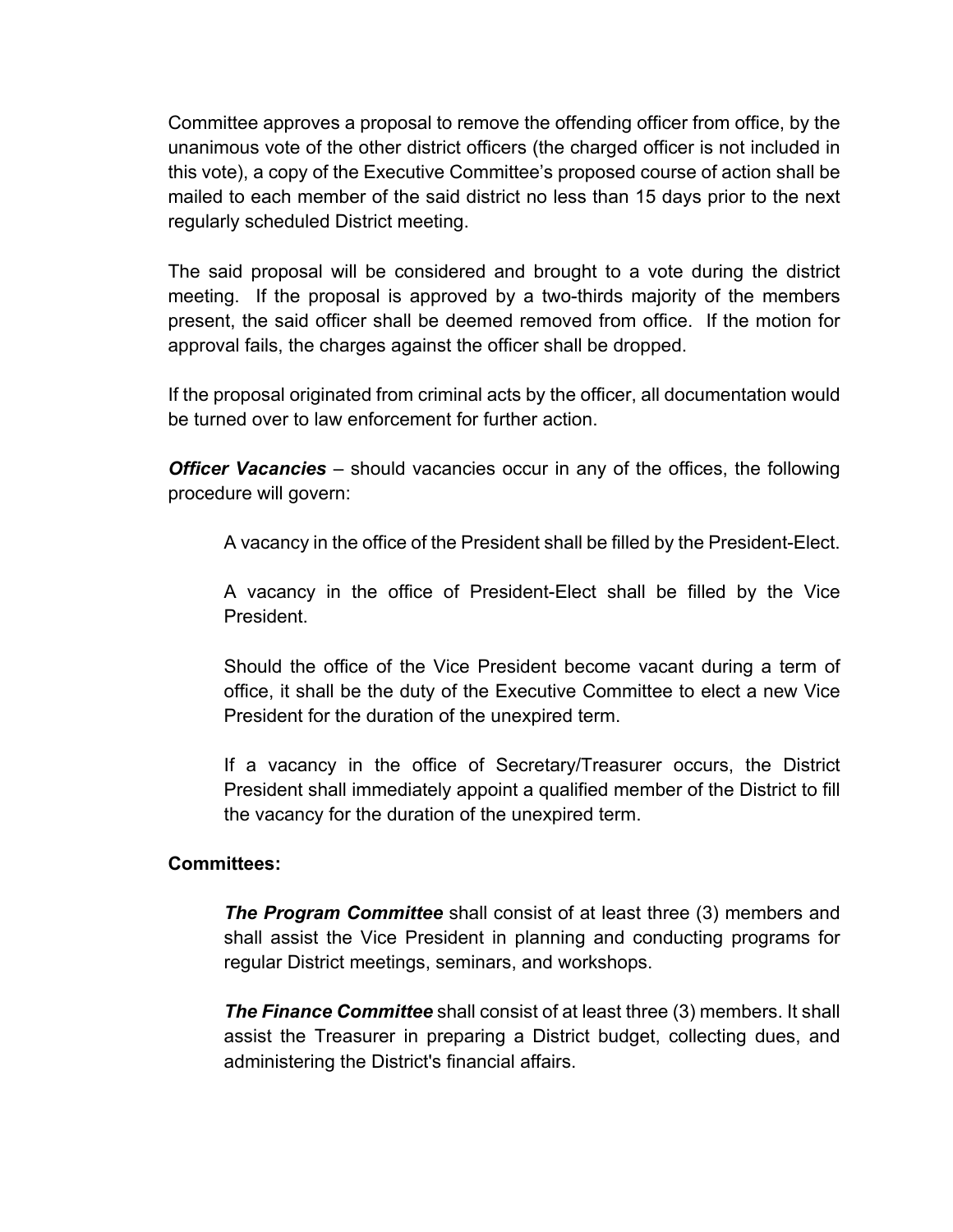Committee approves a proposal to remove the offending officer from office, by the unanimous vote of the other district officers (the charged officer is not included in this vote), a copy of the Executive Committee's proposed course of action shall be mailed to each member of the said district no less than 15 days prior to the next regularly scheduled District meeting.

The said proposal will be considered and brought to a vote during the district meeting. If the proposal is approved by a two-thirds majority of the members present, the said officer shall be deemed removed from office. If the motion for approval fails, the charges against the officer shall be dropped.

If the proposal originated from criminal acts by the officer, all documentation would be turned over to law enforcement for further action.

***Officer Vacancies*** – should vacancies occur in any of the offices, the following procedure will govern:

> A vacancy in the office of the President shall be filled by the President-Elect.
>
> A vacancy in the office of President-Elect shall be filled by the Vice President.
>
> Should the office of the Vice President become vacant during a term of office, it shall be the duty of the Executive Committee to elect a new Vice President for the duration of the unexpired term.
>
> If a vacancy in the office of Secretary/Treasurer occurs, the District President shall immediately appoint a qualified member of the District to fill the vacancy for the duration of the unexpired term.

**Committees:**

> ***The Program Committee*** shall consist of at least three (3) members and shall assist the Vice President in planning and conducting programs for regular District meetings, seminars, and workshops.
>
> ***The Finance Committee*** shall consist of at least three (3) members. It shall assist the Treasurer in preparing a District budget, collecting dues, and administering the District's financial affairs.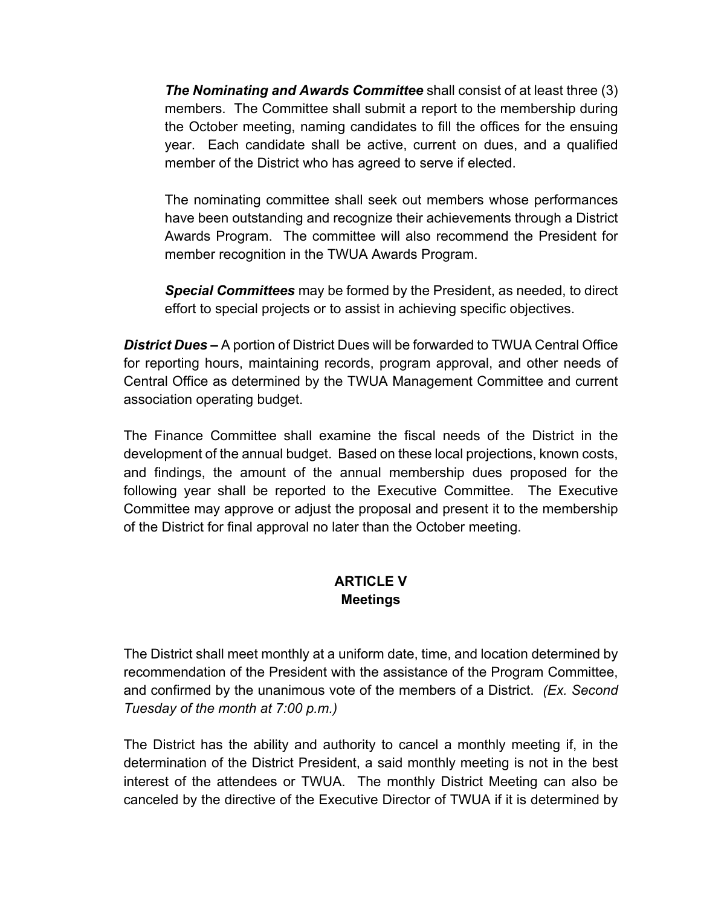***The Nominating and Awards Committee*** shall consist of at least three (3) members. The Committee shall submit a report to the membership during the October meeting, naming candidates to fill the offices for the ensuing year. Each candidate shall be active, current on dues, and a qualified member of the District who has agreed to serve if elected.

The nominating committee shall seek out members whose performances have been outstanding and recognize their achievements through a District Awards Program. The committee will also recommend the President for member recognition in the TWUA Awards Program.

***Special Committees*** may be formed by the President, as needed, to direct effort to special projects or to assist in achieving specific objectives.

***District Dues –*** A portion of District Dues will be forwarded to TWUA Central Office for reporting hours, maintaining records, program approval, and other needs of Central Office as determined by the TWUA Management Committee and current association operating budget.

The Finance Committee shall examine the fiscal needs of the District in the development of the annual budget. Based on these local projections, known costs, and findings, the amount of the annual membership dues proposed for the following year shall be reported to the Executive Committee. The Executive Committee may approve or adjust the proposal and present it to the membership of the District for final approval no later than the October meeting.

## ARTICLE V
## Meetings

The District shall meet monthly at a uniform date, time, and location determined by recommendation of the President with the assistance of the Program Committee, and confirmed by the unanimous vote of the members of a District. *(Ex. Second Tuesday of the month at 7:00 p.m.)*

The District has the ability and authority to cancel a monthly meeting if, in the determination of the District President, a said monthly meeting is not in the best interest of the attendees or TWUA. The monthly District Meeting can also be canceled by the directive of the Executive Director of TWUA if it is determined by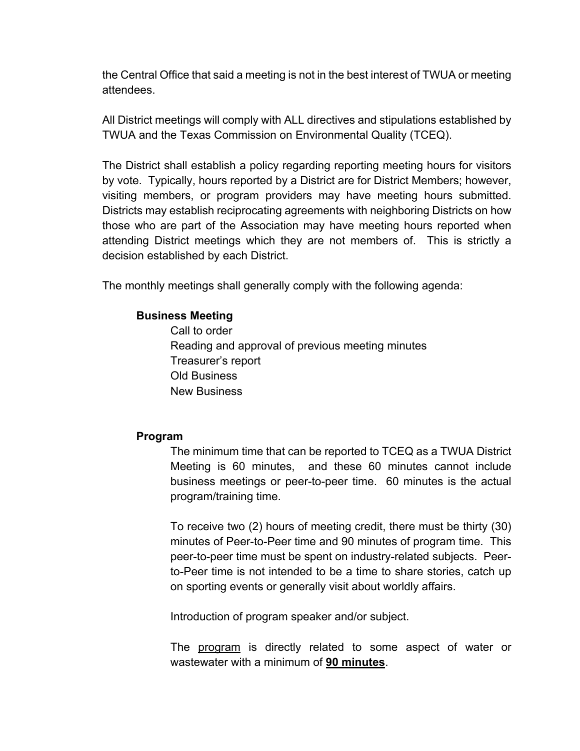the Central Office that said a meeting is not in the best interest of TWUA or meeting attendees.

All District meetings will comply with ALL directives and stipulations established by TWUA and the Texas Commission on Environmental Quality (TCEQ).

The District shall establish a policy regarding reporting meeting hours for visitors by vote. Typically, hours reported by a District are for District Members; however, visiting members, or program providers may have meeting hours submitted. Districts may establish reciprocating agreements with neighboring Districts on how those who are part of the Association may have meeting hours reported when attending District meetings which they are not members of. This is strictly a decision established by each District.

The monthly meetings shall generally comply with the following agenda:

**Business Meeting**

- Call to order
- Reading and approval of previous meeting minutes
- Treasurer's report
- Old Business
- New Business

**Program**

The minimum time that can be reported to TCEQ as a TWUA District Meeting is 60 minutes, and these 60 minutes cannot include business meetings or peer-to-peer time. 60 minutes is the actual program/training time.

To receive two (2) hours of meeting credit, there must be thirty (30) minutes of Peer-to-Peer time and 90 minutes of program time. This peer-to-peer time must be spent on industry-related subjects. Peer-to-Peer time is not intended to be a time to share stories, catch up on sporting events or generally visit about worldly affairs.

Introduction of program speaker and/or subject.

The <u>program</u> is directly related to some aspect of water or wastewater with a minimum of **<u>90 minutes</u>**.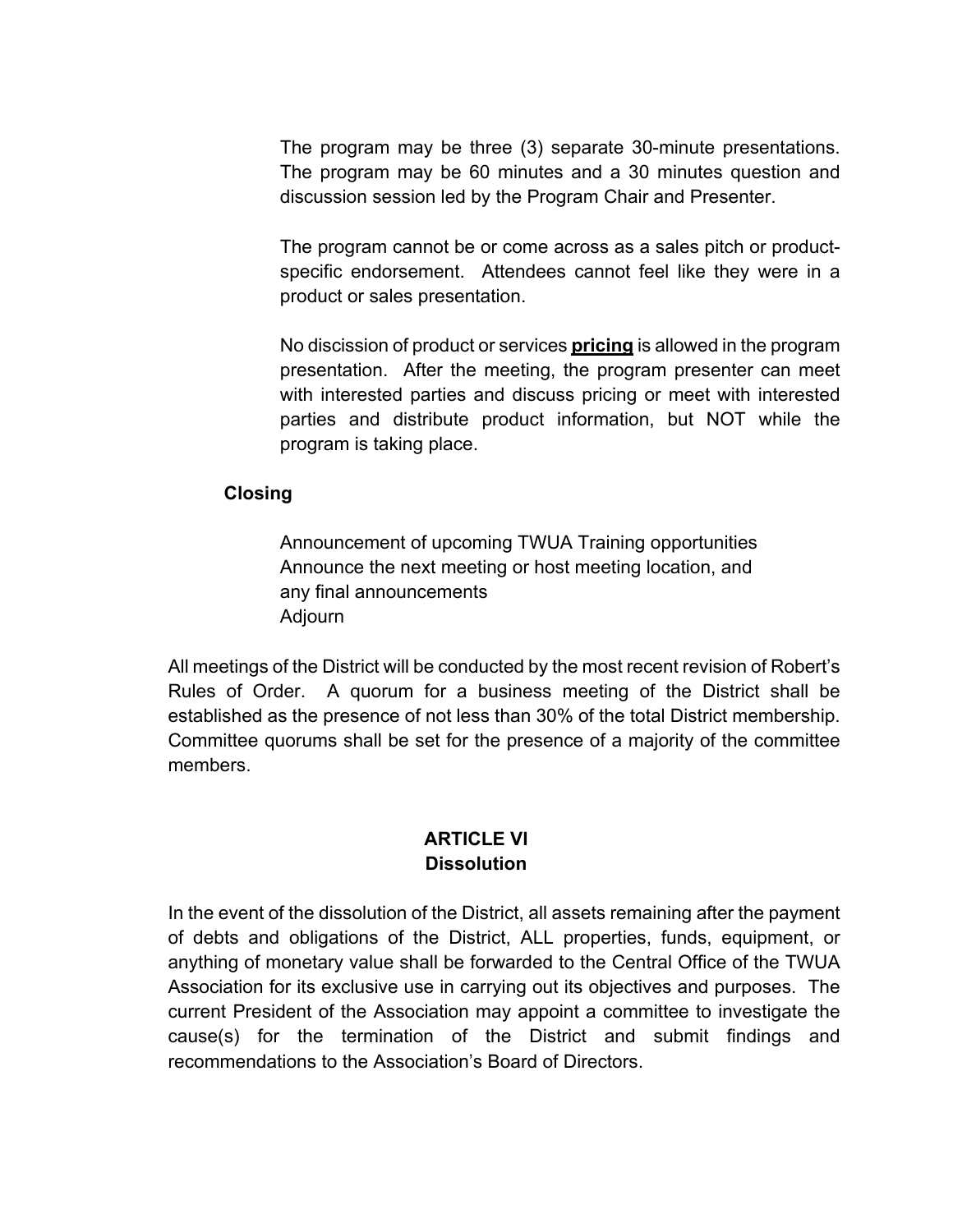The program may be three (3) separate 30-minute presentations. The program may be 60 minutes and a 30 minutes question and discussion session led by the Program Chair and Presenter.

The program cannot be or come across as a sales pitch or product-specific endorsement. Attendees cannot feel like they were in a product or sales presentation.

No discission of product or services **<u>pricing</u>** is allowed in the program presentation. After the meeting, the program presenter can meet with interested parties and discuss pricing or meet with interested parties and distribute product information, but NOT while the program is taking place.

**Closing**

Announcement of upcoming TWUA Training opportunities
Announce the next meeting or host meeting location, and any final announcements
Adjourn

All meetings of the District will be conducted by the most recent revision of Robert's Rules of Order. A quorum for a business meeting of the District shall be established as the presence of not less than 30% of the total District membership. Committee quorums shall be set for the presence of a majority of the committee members.

## ARTICLE VI
## Dissolution

In the event of the dissolution of the District, all assets remaining after the payment of debts and obligations of the District, ALL properties, funds, equipment, or anything of monetary value shall be forwarded to the Central Office of the TWUA Association for its exclusive use in carrying out its objectives and purposes. The current President of the Association may appoint a committee to investigate the cause(s) for the termination of the District and submit findings and recommendations to the Association's Board of Directors.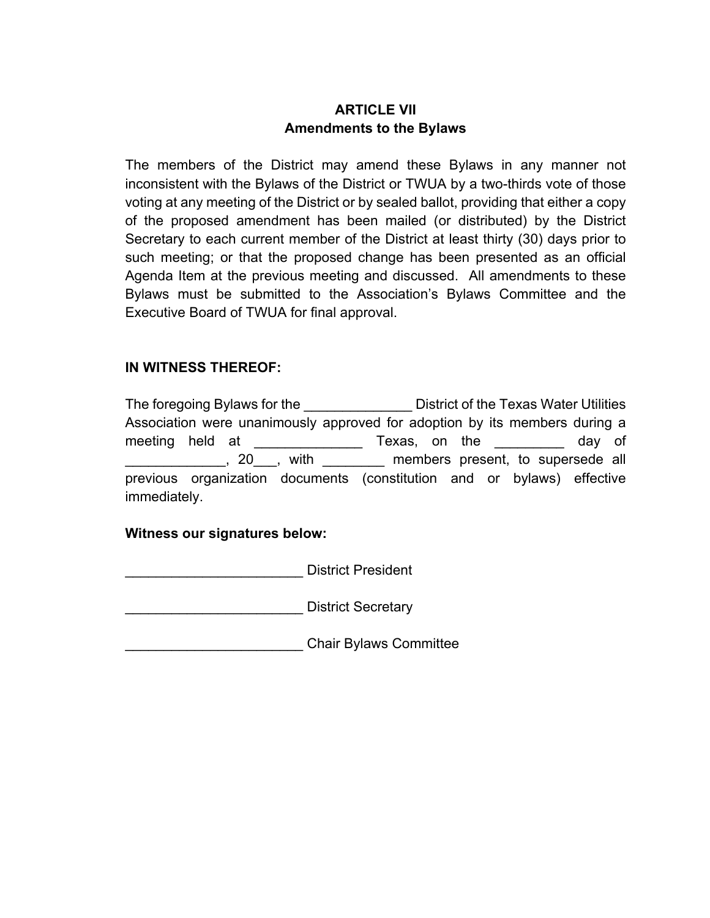## ARTICLE VII
## Amendments to the Bylaws

The members of the District may amend these Bylaws in any manner not inconsistent with the Bylaws of the District or TWUA by a two-thirds vote of those voting at any meeting of the District or by sealed ballot, providing that either a copy of the proposed amendment has been mailed (or distributed) by the District Secretary to each current member of the District at least thirty (30) days prior to such meeting; or that the proposed change has been presented as an official Agenda Item at the previous meeting and discussed. All amendments to these Bylaws must be submitted to the Association's Bylaws Committee and the Executive Board of TWUA for final approval.

**IN WITNESS THEREOF:**

The foregoing Bylaws for the ______________ District of the Texas Water Utilities Association were unanimously approved for adoption by its members during a meeting held at ______________ Texas, on the _________ day of _____________, 20___, with ________ members present, to supersede all previous organization documents (constitution and or bylaws) effective immediately.

**Witness our signatures below:**

_______________________ District President

_______________________ District Secretary

_______________________ Chair Bylaws Committee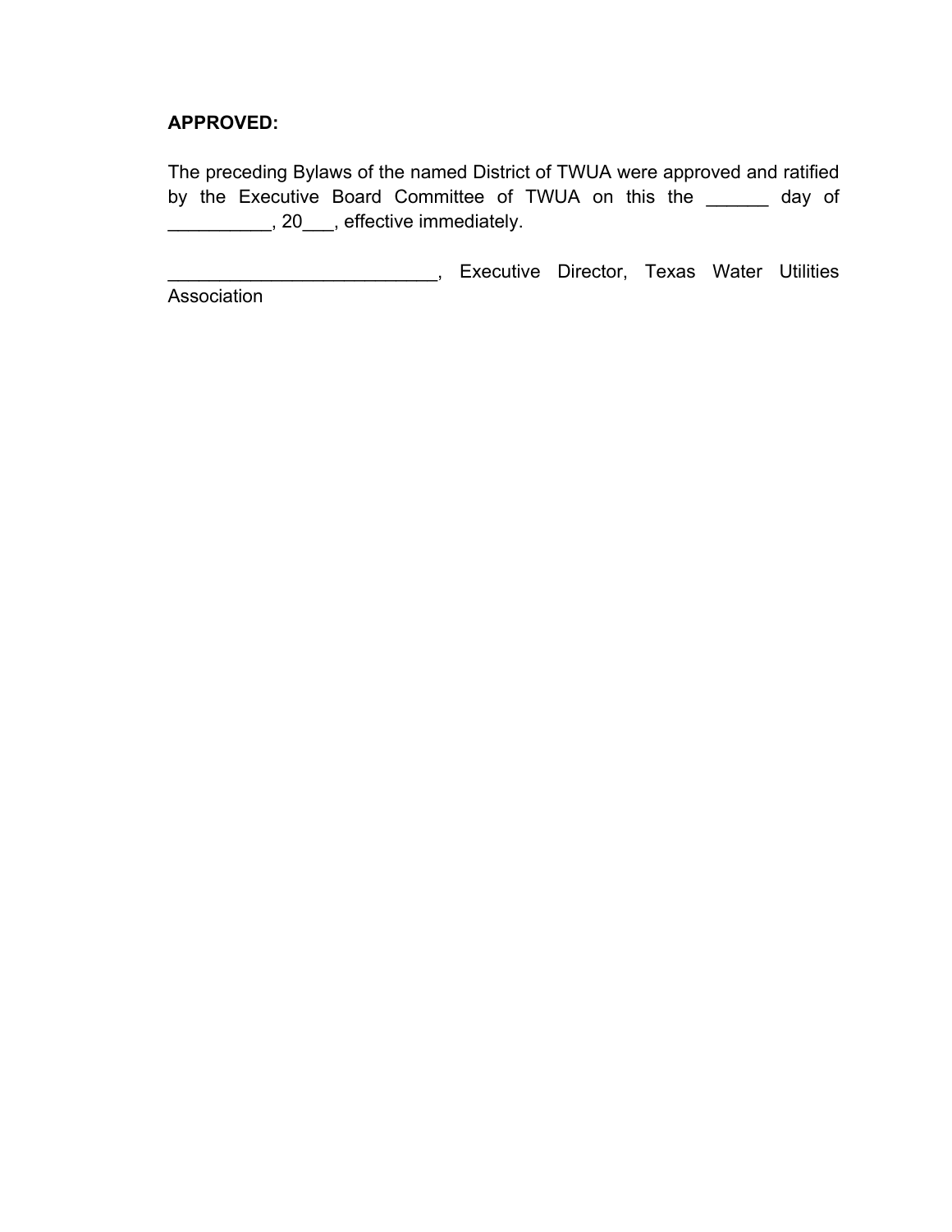**APPROVED:**

The preceding Bylaws of the named District of TWUA were approved and ratified by the Executive Board Committee of TWUA on this the ______ day of __________, 20___, effective immediately.

__________________________, Executive Director, Texas Water Utilities Association